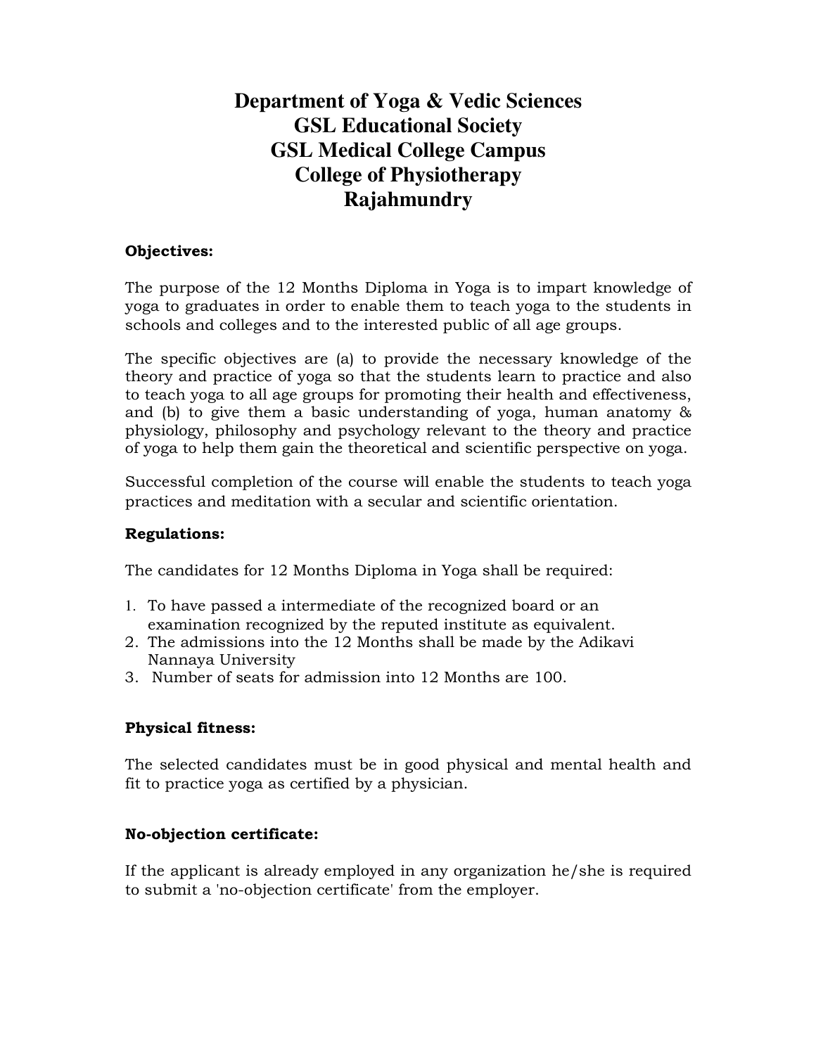# Department of Yoga & Vedic Sciences
# GSL Educational Society
# GSL Medical College Campus
# College of Physiotherapy
# Rajahmundry

**Objectives:**

The purpose of the 12 Months Diploma in Yoga is to impart knowledge of yoga to graduates in order to enable them to teach yoga to the students in schools and colleges and to the interested public of all age groups.

The specific objectives are (a) to provide the necessary knowledge of the theory and practice of yoga so that the students learn to practice and also to teach yoga to all age groups for promoting their health and effectiveness, and (b) to give them a basic understanding of yoga, human anatomy & physiology, philosophy and psychology relevant to the theory and practice of yoga to help them gain the theoretical and scientific perspective on yoga.

Successful completion of the course will enable the students to teach yoga practices and meditation with a secular and scientific orientation.

**Regulations:**

The candidates for 12 Months Diploma in Yoga shall be required:

1. To have passed a intermediate of the recognized board or an examination recognized by the reputed institute as equivalent.
2. The admissions into the 12 Months shall be made by the Adikavi Nannaya University
3. Number of seats for admission into 12 Months are 100.

**Physical fitness:**

The selected candidates must be in good physical and mental health and fit to practice yoga as certified by a physician.

**No-objection certificate:**

If the applicant is already employed in any organization he/she is required to submit a 'no-objection certificate' from the employer.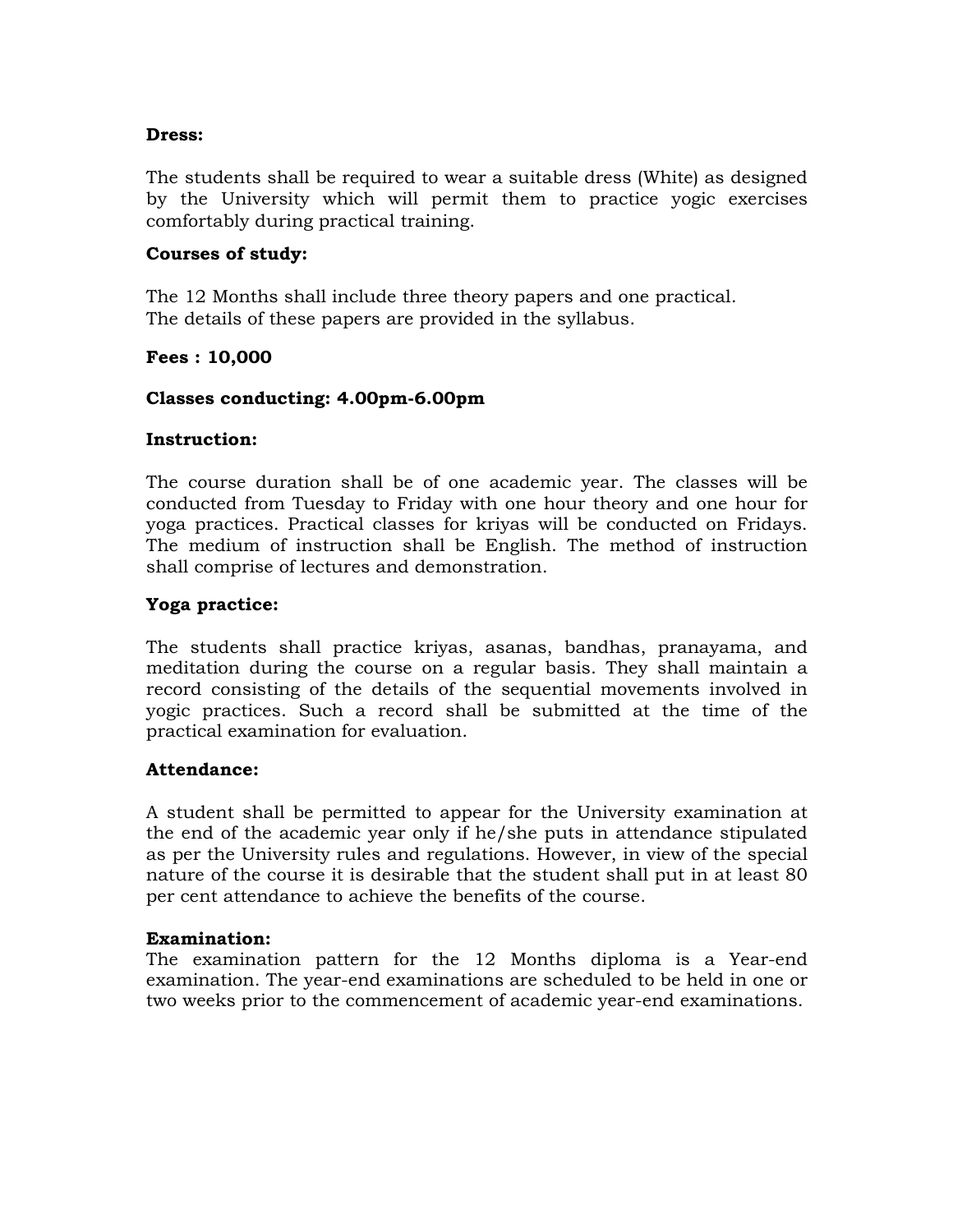**Dress:**

The students shall be required to wear a suitable dress (White) as designed by the University which will permit them to practice yogic exercises comfortably during practical training.

**Courses of study:**

The 12 Months shall include three theory papers and one practical.
The details of these papers are provided in the syllabus.

**Fees : 10,000**

**Classes conducting: 4.00pm-6.00pm**

**Instruction:**

The course duration shall be of one academic year. The classes will be conducted from Tuesday to Friday with one hour theory and one hour for yoga practices. Practical classes for kriyas will be conducted on Fridays. The medium of instruction shall be English. The method of instruction shall comprise of lectures and demonstration.

**Yoga practice:**

The students shall practice kriyas, asanas, bandhas, pranayama, and meditation during the course on a regular basis. They shall maintain a record consisting of the details of the sequential movements involved in yogic practices. Such a record shall be submitted at the time of the practical examination for evaluation.

**Attendance:**

A student shall be permitted to appear for the University examination at the end of the academic year only if he/she puts in attendance stipulated as per the University rules and regulations. However, in view of the special nature of the course it is desirable that the student shall put in at least 80 per cent attendance to achieve the benefits of the course.

**Examination:**

The examination pattern for the 12 Months diploma is a Year-end examination. The year-end examinations are scheduled to be held in one or two weeks prior to the commencement of academic year-end examinations.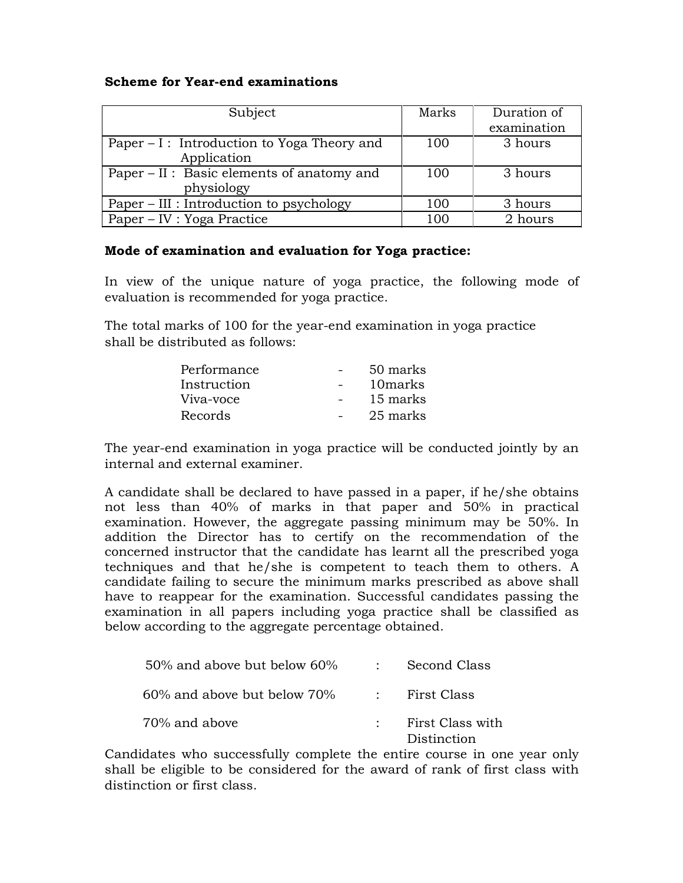**Scheme for Year-end examinations**

| Subject | Marks | Duration of examination |
|---|---|---|
| Paper – I : Introduction to Yoga Theory and Application | 100 | 3 hours |
| Paper – II : Basic elements of anatomy and physiology | 100 | 3 hours |
| Paper – III : Introduction to psychology | 100 | 3 hours |
| Paper – IV : Yoga Practice | 100 | 2 hours |

**Mode of examination and evaluation for Yoga practice:**

In view of the unique nature of yoga practice, the following mode of evaluation is recommended for yoga practice.

The total marks of 100 for the year-end examination in yoga practice shall be distributed as follows:

| | | |
|---|---|---|
| Performance | - | 50 marks |
| Instruction | - | 10marks |
| Viva-voce | - | 15 marks |
| Records | - | 25 marks |

The year-end examination in yoga practice will be conducted jointly by an internal and external examiner.

A candidate shall be declared to have passed in a paper, if he/she obtains not less than 40% of marks in that paper and 50% in practical examination. However, the aggregate passing minimum may be 50%. In addition the Director has to certify on the recommendation of the concerned instructor that the candidate has learnt all the prescribed yoga techniques and that he/she is competent to teach them to others. A candidate failing to secure the minimum marks prescribed as above shall have to reappear for the examination. Successful candidates passing the examination in all papers including yoga practice shall be classified as below according to the aggregate percentage obtained.

| | | |
|---|---|---|
| 50% and above but below 60% | : | Second Class |
| 60% and above but below 70% | : | First Class |
| 70% and above | : | First Class with Distinction |

Candidates who successfully complete the entire course in one year only shall be eligible to be considered for the award of rank of first class with distinction or first class.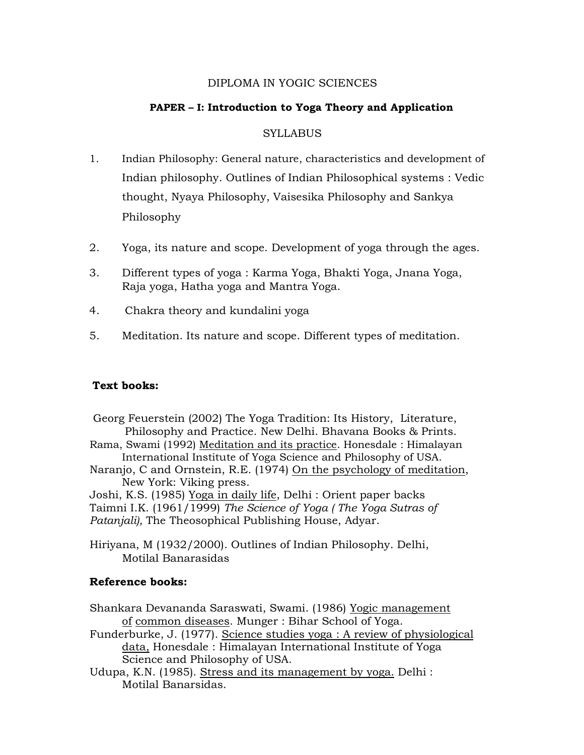DIPLOMA IN YOGIC SCIENCES

**PAPER – I: Introduction to Yoga Theory and Application**

SYLLABUS

1. Indian Philosophy: General nature, characteristics and development of Indian philosophy. Outlines of Indian Philosophical systems : Vedic thought, Nyaya Philosophy, Vaisesika Philosophy and Sankya Philosophy

2. Yoga, its nature and scope. Development of yoga through the ages.

3. Different types of yoga : Karma Yoga, Bhakti Yoga, Jnana Yoga, Raja yoga, Hatha yoga and Mantra Yoga.

4. Chakra theory and kundalini yoga

5. Meditation. Its nature and scope. Different types of meditation.

**Text books:**

Georg Feuerstein (2002) The Yoga Tradition: Its History, Literature, Philosophy and Practice. New Delhi. Bhavana Books & Prints.

Rama, Swami (1992) Meditation and its practice. Honesdale : Himalayan International Institute of Yoga Science and Philosophy of USA.

Naranjo, C and Ornstein, R.E. (1974) On the psychology of meditation, New York: Viking press.

Joshi, K.S. (1985) Yoga in daily life, Delhi : Orient paper backs

Taimni I.K. (1961/1999) *The Science of Yoga ( The Yoga Sutras of Patanjali),* The Theosophical Publishing House, Adyar.

Hiriyana, M (1932/2000). Outlines of Indian Philosophy. Delhi, Motilal Banarasidas

**Reference books:**

Shankara Devananda Saraswati, Swami. (1986) Yogic management of common diseases. Munger : Bihar School of Yoga.

Funderburke, J. (1977). Science studies yoga : A review of physiological data, Honesdale : Himalayan International Institute of Yoga Science and Philosophy of USA.

Udupa, K.N. (1985). Stress and its management by yoga. Delhi : Motilal Banarsidas.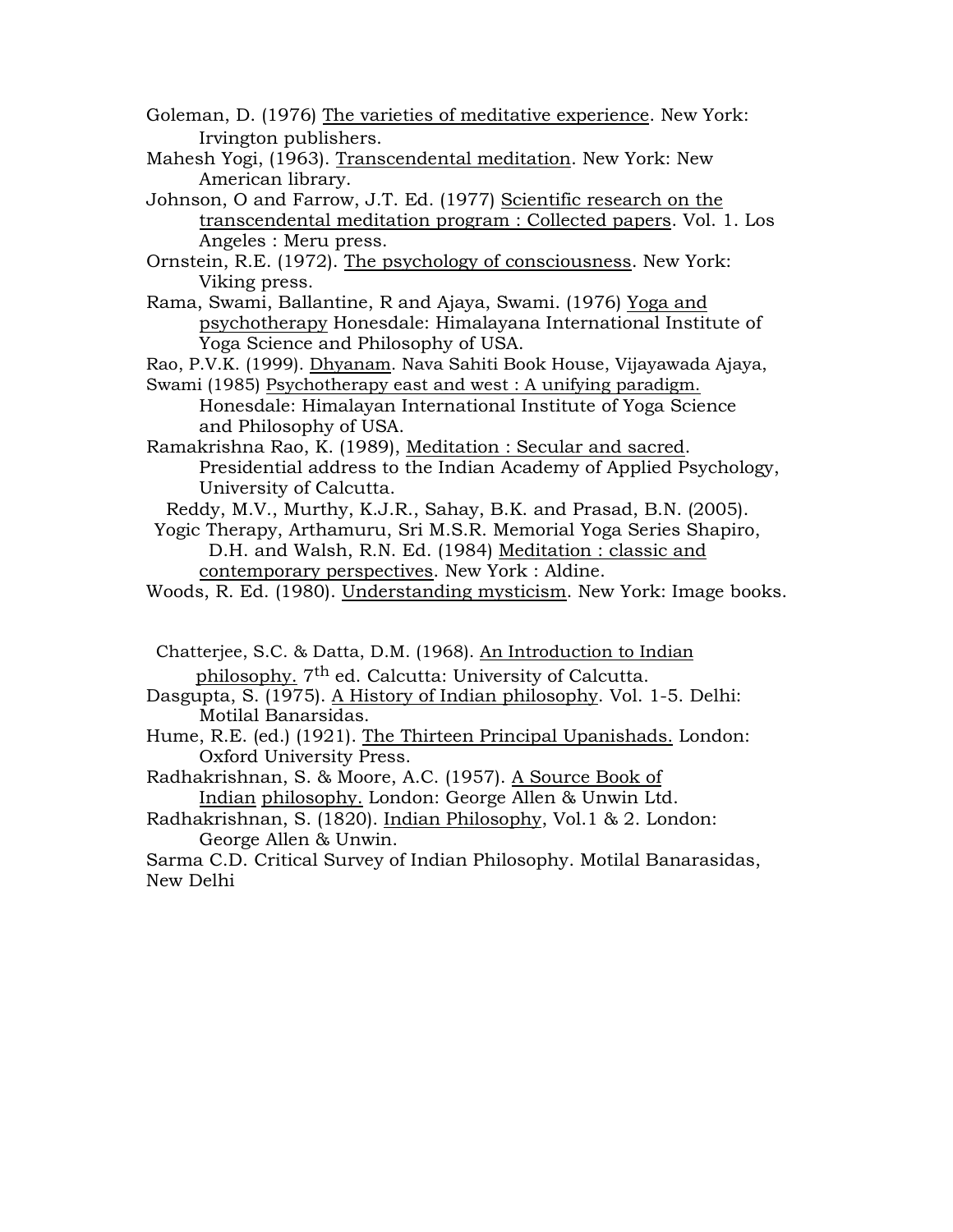Goleman, D. (1976) The varieties of meditative experience. New York: Irvington publishers.

Mahesh Yogi, (1963). Transcendental meditation. New York: New American library.

Johnson, O and Farrow, J.T. Ed. (1977) Scientific research on the transcendental meditation program : Collected papers. Vol. 1. Los Angeles : Meru press.

Ornstein, R.E. (1972). The psychology of consciousness. New York: Viking press.

Rama, Swami, Ballantine, R and Ajaya, Swami. (1976) Yoga and psychotherapy Honesdale: Himalayana International Institute of Yoga Science and Philosophy of USA.

Rao, P.V.K. (1999). Dhyanam. Nava Sahiti Book House, Vijayawada Ajaya, Swami (1985) Psychotherapy east and west : A unifying paradigm. Honesdale: Himalayan International Institute of Yoga Science and Philosophy of USA.

Ramakrishna Rao, K. (1989), Meditation : Secular and sacred. Presidential address to the Indian Academy of Applied Psychology, University of Calcutta.

Reddy, M.V., Murthy, K.J.R., Sahay, B.K. and Prasad, B.N. (2005). Yogic Therapy, Arthamuru, Sri M.S.R. Memorial Yoga Series Shapiro, D.H. and Walsh, R.N. Ed. (1984) Meditation : classic and contemporary perspectives. New York : Aldine.

Woods, R. Ed. (1980). Understanding mysticism. New York: Image books.

Chatterjee, S.C. & Datta, D.M. (1968). An Introduction to Indian philosophy. 7th ed. Calcutta: University of Calcutta.

Dasgupta, S. (1975). A History of Indian philosophy. Vol. 1-5. Delhi: Motilal Banarsidas.

Hume, R.E. (ed.) (1921). The Thirteen Principal Upanishads. London: Oxford University Press.

Radhakrishnan, S. & Moore, A.C. (1957). A Source Book of Indian philosophy. London: George Allen & Unwin Ltd.

Radhakrishnan, S. (1820). Indian Philosophy, Vol.1 & 2. London: George Allen & Unwin.

Sarma C.D. Critical Survey of Indian Philosophy. Motilal Banarasidas, New Delhi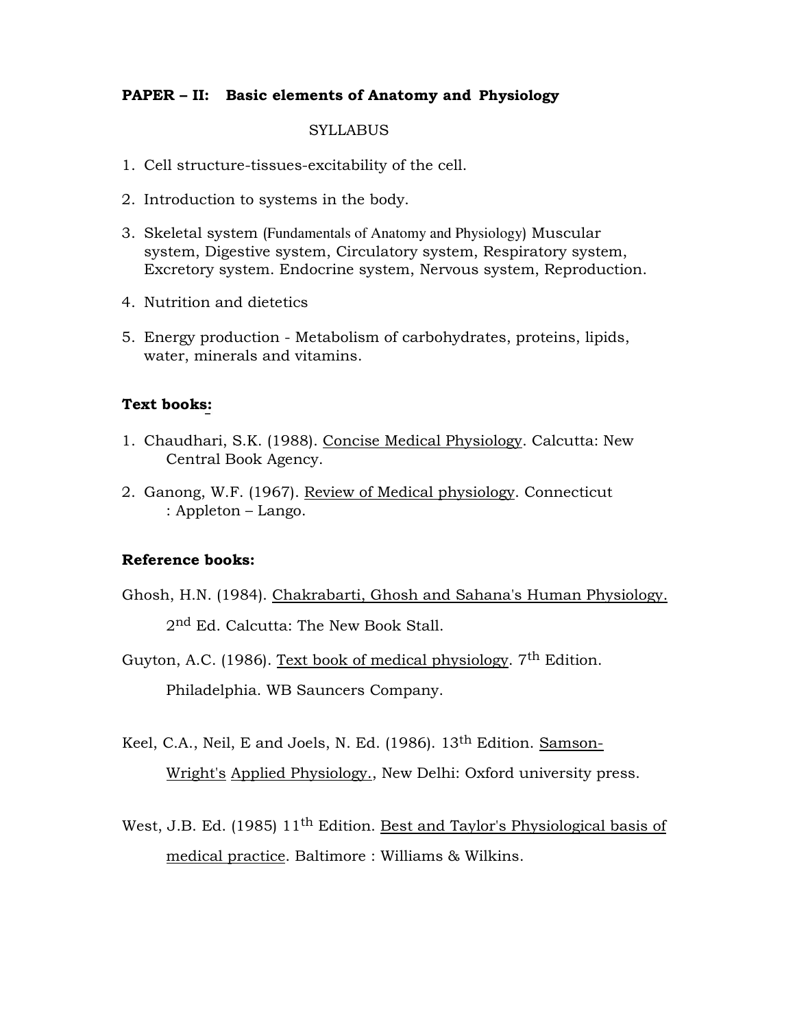**PAPER – II: Basic elements of Anatomy and Physiology**

SYLLABUS

1. Cell structure-tissues-excitability of the cell.
2. Introduction to systems in the body.
3. Skeletal system (Fundamentals of Anatomy and Physiology) Muscular system, Digestive system, Circulatory system, Respiratory system, Excretory system. Endocrine system, Nervous system, Reproduction.
4. Nutrition and dietetics
5. Energy production - Metabolism of carbohydrates, proteins, lipids, water, minerals and vitamins.

**Text books:**

1. Chaudhari, S.K. (1988). Concise Medical Physiology. Calcutta: New Central Book Agency.
2. Ganong, W.F. (1967). Review of Medical physiology. Connecticut : Appleton – Lango.

**Reference books:**

Ghosh, H.N. (1984). Chakrabarti, Ghosh and Sahana's Human Physiology. 2nd Ed. Calcutta: The New Book Stall.

Guyton, A.C. (1986). Text book of medical physiology. 7th Edition. Philadelphia. WB Sauncers Company.

Keel, C.A., Neil, E and Joels, N. Ed. (1986). 13th Edition. Samson-Wright's Applied Physiology., New Delhi: Oxford university press.

West, J.B. Ed. (1985) 11th Edition. Best and Taylor's Physiological basis of medical practice. Baltimore : Williams & Wilkins.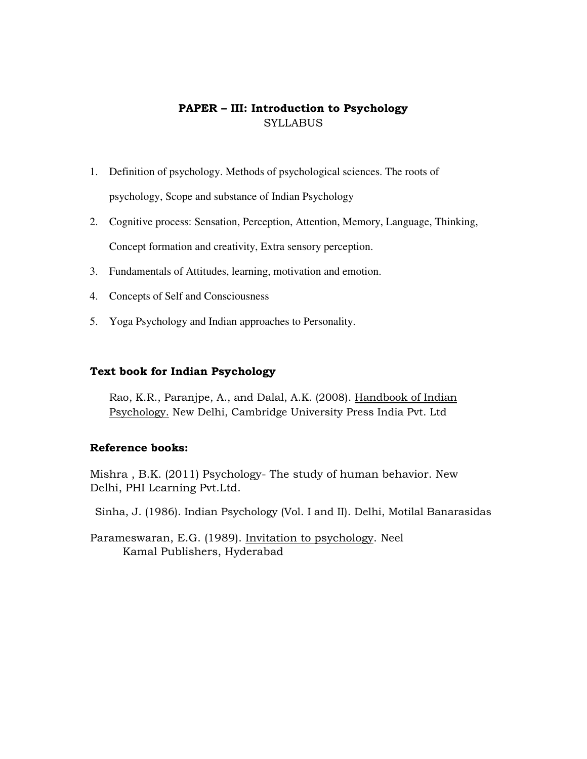## PAPER – III: Introduction to Psychology

SYLLABUS

1. Definition of psychology. Methods of psychological sciences. The roots of psychology, Scope and substance of Indian Psychology
2. Cognitive process: Sensation, Perception, Attention, Memory, Language, Thinking, Concept formation and creativity, Extra sensory perception.
3. Fundamentals of Attitudes, learning, motivation and emotion.
4. Concepts of Self and Consciousness
5. Yoga Psychology and Indian approaches to Personality.

### Text book for Indian Psychology

Rao, K.R., Paranjpe, A., and Dalal, A.K. (2008). Handbook of Indian Psychology. New Delhi, Cambridge University Press India Pvt. Ltd

### Reference books:

Mishra , B.K. (2011) Psychology- The study of human behavior. New Delhi, PHI Learning Pvt.Ltd.

Sinha, J. (1986). Indian Psychology (Vol. I and II). Delhi, Motilal Banarasidas

Parameswaran, E.G. (1989). Invitation to psychology. Neel Kamal Publishers, Hyderabad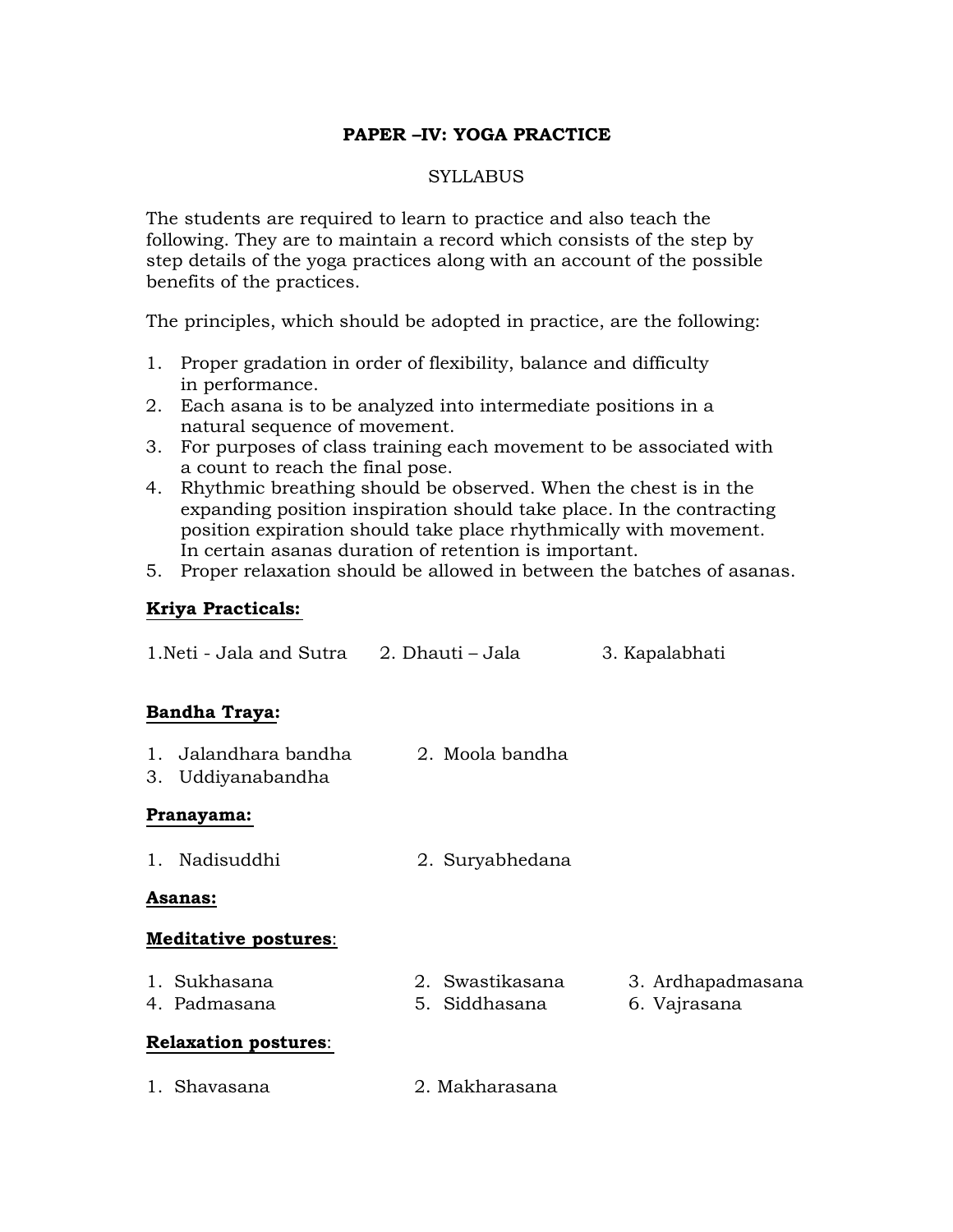## PAPER –IV: YOGA PRACTICE

SYLLABUS

The students are required to learn to practice and also teach the following. They are to maintain a record which consists of the step by step details of the yoga practices along with an account of the possible benefits of the practices.

The principles, which should be adopted in practice, are the following:

1. Proper gradation in order of flexibility, balance and difficulty in performance.
2. Each asana is to be analyzed into intermediate positions in a natural sequence of movement.
3. For purposes of class training each movement to be associated with a count to reach the final pose.
4. Rhythmic breathing should be observed. When the chest is in the expanding position inspiration should take place. In the contracting position expiration should take place rhythmically with movement. In certain asanas duration of retention is important.
5. Proper relaxation should be allowed in between the batches of asanas.

**<u>Kriya Practicals:</u>**

1. Neti - Jala and Sutra
2. Dhauti – Jala
3. Kapalabhati

**<u>Bandha Traya:</u>**

1. Jalandhara bandha
2. Moola bandha
3. Uddiyanabandha

**<u>Pranayama:</u>**

1. Nadisuddhi
2. Suryabhedana

**<u>Asanas:</u>**

**<u>Meditative postures</u>**:

1. Sukhasana
2. Swastikasana
3. Ardhapadmasana
4. Padmasana
5. Siddhasana
6. Vajrasana

**<u>Relaxation postures</u>**:

1. Shavasana
2. Makharasana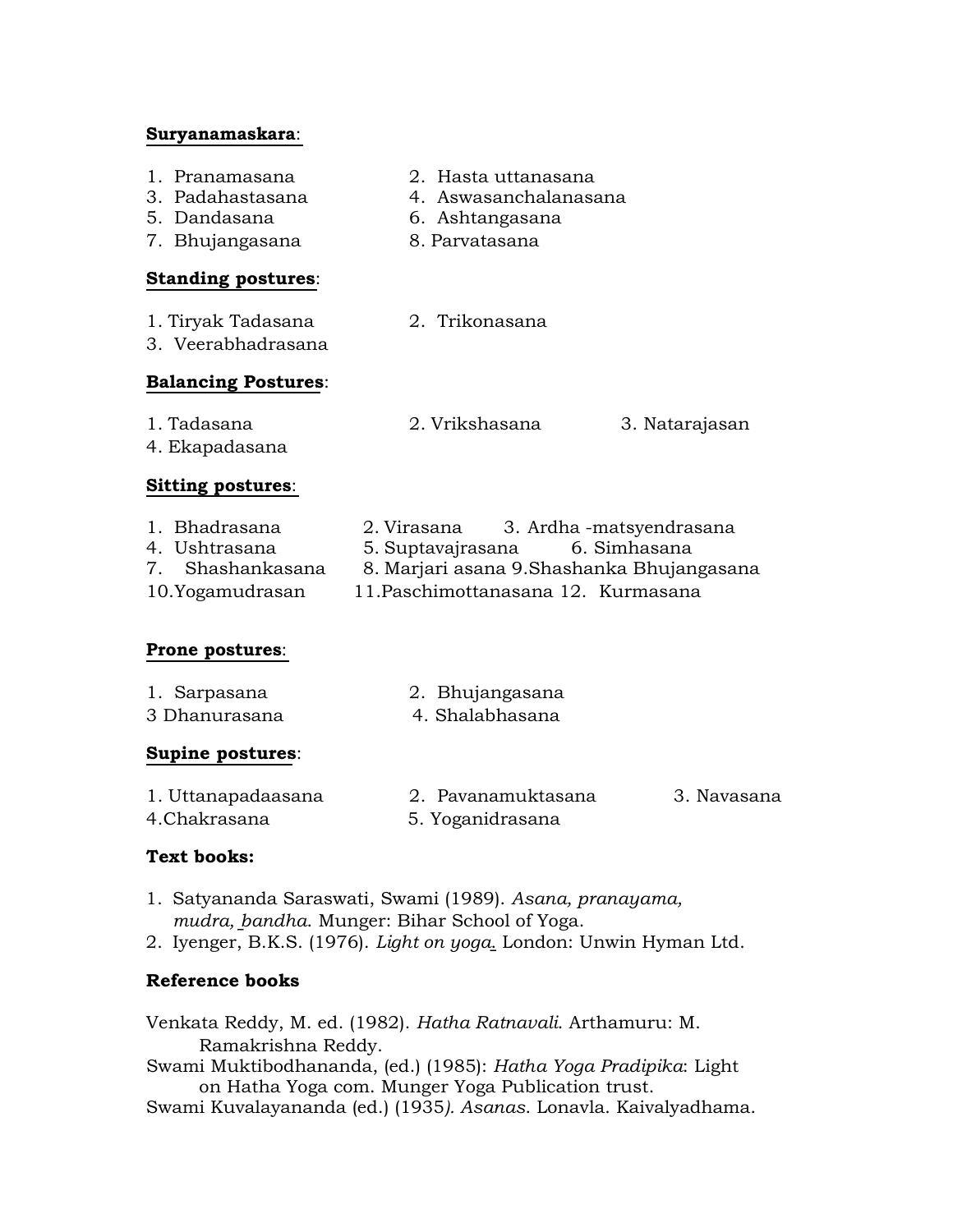**Suryanamaskara**:

1. Pranamasana
2. Hasta uttanasana
3. Padahastasana
4. Aswasanchalanasana
5. Dandasana
6. Ashtangasana
7. Bhujangasana
8. Parvatasana

**Standing postures**:

1. Tiryak Tadasana
2. Trikonasana
3. Veerabhadrasana

**Balancing Postures**:

1. Tadasana
2. Vrikshasana
3. Natarajasan
4. Ekapadasana

**Sitting postures**:

1. Bhadrasana
2. Virasana
3. Ardha -matsyendrasana
4. Ushtrasana
5. Suptavajrasana
6. Simhasana
7. Shashankasana
8. Marjari asana
9. Shashanka Bhujangasana
10. Yogamudrasan
11. Paschimottanasana
12. Kurmasana

**Prone postures**:

1. Sarpasana
2. Bhujangasana
3. Dhanurasana
4. Shalabhasana

**Supine postures**:

1. Uttanapadaasana
2. Pavanamuktasana
3. Navasana
4. Chakrasana
5. Yoganidrasana

**Text books:**

1. Satyananda Saraswati, Swami (1989). *Asana, pranayama, mudra, bandha*. Munger: Bihar School of Yoga.
2. Iyenger, B.K.S. (1976). *Light on yoga*. London: Unwin Hyman Ltd.

**Reference books**

Venkata Reddy, M. ed. (1982). *Hatha Ratnavali*. Arthamuru: M. Ramakrishna Reddy.

Swami Muktibodhananda, (ed.) (1985): *Hatha Yoga Pradipika*: Light on Hatha Yoga com. Munger Yoga Publication trust.

Swami Kuvalayananda (ed.) (1935*). Asanas*. Lonavla. Kaivalyadhama.